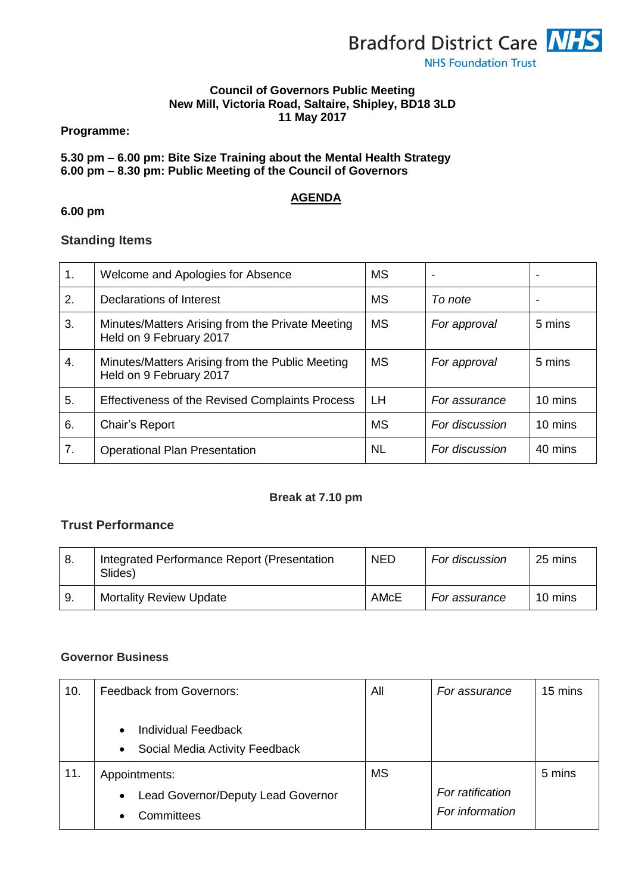Bradford District Care NHS Foundation Trust

**Council of Governors Public Meeting**
**New Mill, Victoria Road, Saltaire, Shipley, BD18 3LD**
**11 May 2017**

**Programme:**

**5.30 pm – 6.00 pm: Bite Size Training about the Mental Health Strategy**
**6.00 pm – 8.30 pm: Public Meeting of the Council of Governors**

# AGENDA

**6.00 pm**

## Standing Items

| | | | | |
|---|---|---|---|---|
| 1. | Welcome and Apologies for Absence | MS | - | - |
| 2. | Declarations of Interest | MS | *To note* | - |
| 3. | Minutes/Matters Arising from the Private Meeting Held on 9 February 2017 | MS | *For approval* | 5 mins |
| 4. | Minutes/Matters Arising from the Public Meeting Held on 9 February 2017 | MS | *For approval* | 5 mins |
| 5. | Effectiveness of the Revised Complaints Process | LH | *For assurance* | 10 mins |
| 6. | Chair's Report | MS | *For discussion* | 10 mins |
| 7. | Operational Plan Presentation | NL | *For discussion* | 40 mins |

**Break at 7.10 pm**

## Trust Performance

| | | | | |
|---|---|---|---|---|
| 8. | Integrated Performance Report (Presentation Slides) | NED | *For discussion* | 25 mins |
| 9. | Mortality Review Update | AMcE | *For assurance* | 10 mins |

## Governor Business

| | | | | |
|---|---|---|---|---|
| 10. | Feedback from Governors:<br>• Individual Feedback<br>• Social Media Activity Feedback | All | *For assurance* | 15 mins |
| 11. | Appointments:<br>• Lead Governor/Deputy Lead Governor<br>• Committees | MS | *For ratification*<br>*For information* | 5 mins |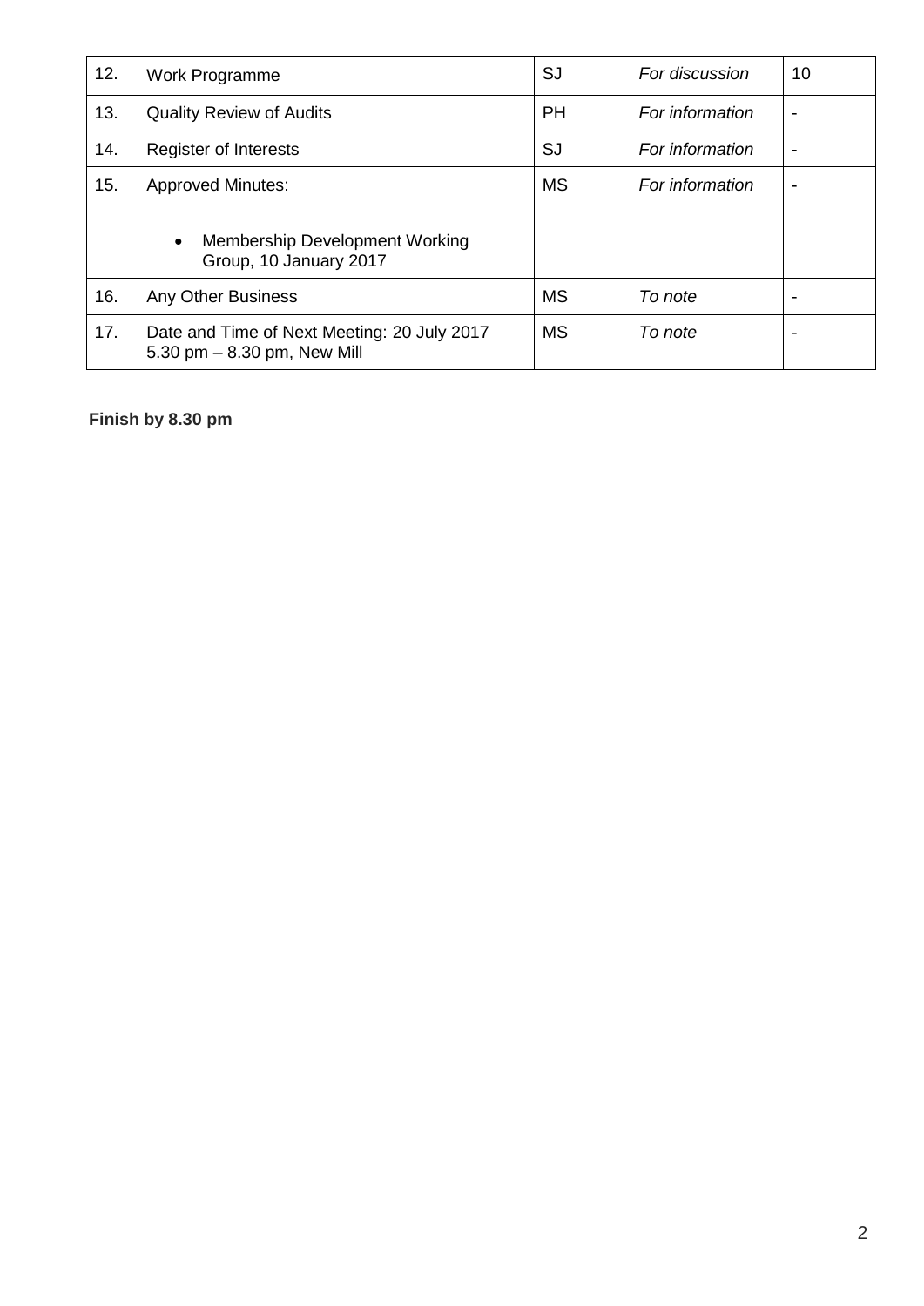| | | | | |
|---|---|---|---|---|
| 12. | Work Programme | SJ | *For discussion* | 10 |
| 13. | Quality Review of Audits | PH | *For information* | - |
| 14. | Register of Interests | SJ | *For information* | - |
| 15. | Approved Minutes:<br><br>• Membership Development Working Group, 10 January 2017 | MS | *For information* | - |
| 16. | Any Other Business | MS | *To note* | - |
| 17. | Date and Time of Next Meeting: 20 July 2017 5.30 pm – 8.30 pm, New Mill | MS | *To note* | - |

**Finish by 8.30 pm**